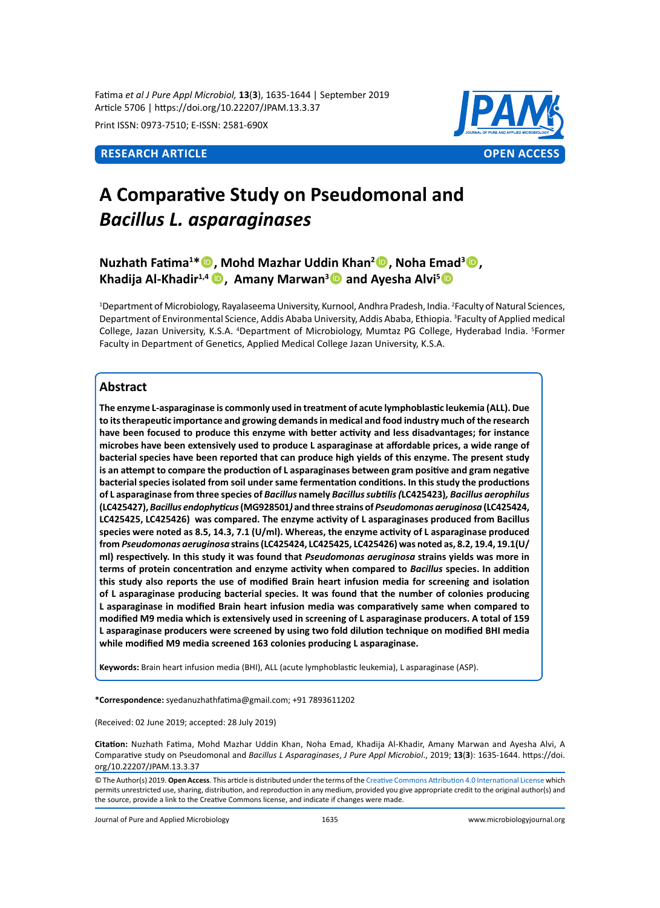**RESEARCH ARTICLE** **OPEN ACCESS**

# A Comparative Study on Pseudomonal and *Bacillus L. asparaginases*

**Nuzhath Fatima[1]*, Mohd Mazhar Uddin Khan[2], Noha Emad[3], Khadija Al-Khadir[1,4], Amany Marwan[3] and Ayesha Alvi[5]**

[1]Department of Microbiology, Rayalaseema University, Kurnool, Andhra Pradesh, India. [2]Faculty of Natural Sciences, Department of Environmental Science, Addis Ababa University, Addis Ababa, Ethiopia. [3]Faculty of Applied medical College, Jazan University, K.S.A. [4]Department of Microbiology, Mumtaz PG College, Hyderabad India. [5]Former Faculty in Department of Genetics, Applied Medical College Jazan University, K.S.A.

## Abstract

**The enzyme L-asparaginase is commonly used in treatment of acute lymphoblastic leukemia (ALL). Due to its therapeutic importance and growing demands in medical and food industry much of the research have been focused to produce this enzyme with better activity and less disadvantages; for instance microbes have been extensively used to produce L asparaginase at affordable prices, a wide range of bacterial species have been reported that can produce high yields of this enzyme. The present study is an attempt to compare the production of L asparaginases between gram positive and gram negative bacterial species isolated from soil under same fermentation conditions. In this study the productions of L asparaginase from three species of *Bacillus* namely *Bacillus subtilis (*LC425423*)*, *Bacillus aerophilus* (LC425427), *Bacillus endophyticus* (MG928501*)* and three strains of *Pseudomonas aeruginosa* (LC425424, LC425425, LC425426) was compared. The enzyme activity of L asparaginases produced from Bacillus species were noted as 8.5, 14.3, 7.1 (U/ml). Whereas, the enzyme activity of L asparaginase produced from *Pseudomonas aeruginosa* strains (LC425424, LC425425, LC425426) was noted as, 8.2, 19.4, 19.1(U/ml) respectively. In this study it was found that *Pseudomonas aeruginosa* strains yields was more in terms of protein concentration and enzyme activity when compared to *Bacillus* species. In addition this study also reports the use of modified Brain heart infusion media for screening and isolation of L asparaginase producing bacterial species. It was found that the number of colonies producing L asparaginase in modified Brain heart infusion media was comparatively same when compared to modified M9 media which is extensively used in screening of L asparaginase producers. A total of 159 L asparaginase producers were screened by using two fold dilution technique on modified BHI media while modified M9 media screened 163 colonies producing L asparaginase.**

**Keywords:** Brain heart infusion media (BHI), ALL (acute lymphoblastic leukemia), L asparaginase (ASP).

***Correspondence:** syedanuzhathfatima@gmail.com; +91 7893611202

(Received: 02 June 2019; accepted: 28 July 2019)

**Citation:** Nuzhath Fatima, Mohd Mazhar Uddin Khan, Noha Emad, Khadija Al-Khadir, Amany Marwan and Ayesha Alvi, A Comparative study on Pseudomonal and *Bacillus L Asparaginases*, *J Pure Appl Microbiol*., 2019; **13**(**3**): 1635-1644. https://doi.org/10.22207/JPAM.13.3.37

© The Author(s) 2019. **Open Access**. This article is distributed under the terms of the Creative Commons Attribution 4.0 International License which permits unrestricted use, sharing, distribution, and reproduction in any medium, provided you give appropriate credit to the original author(s) and the source, provide a link to the Creative Commons license, and indicate if changes were made.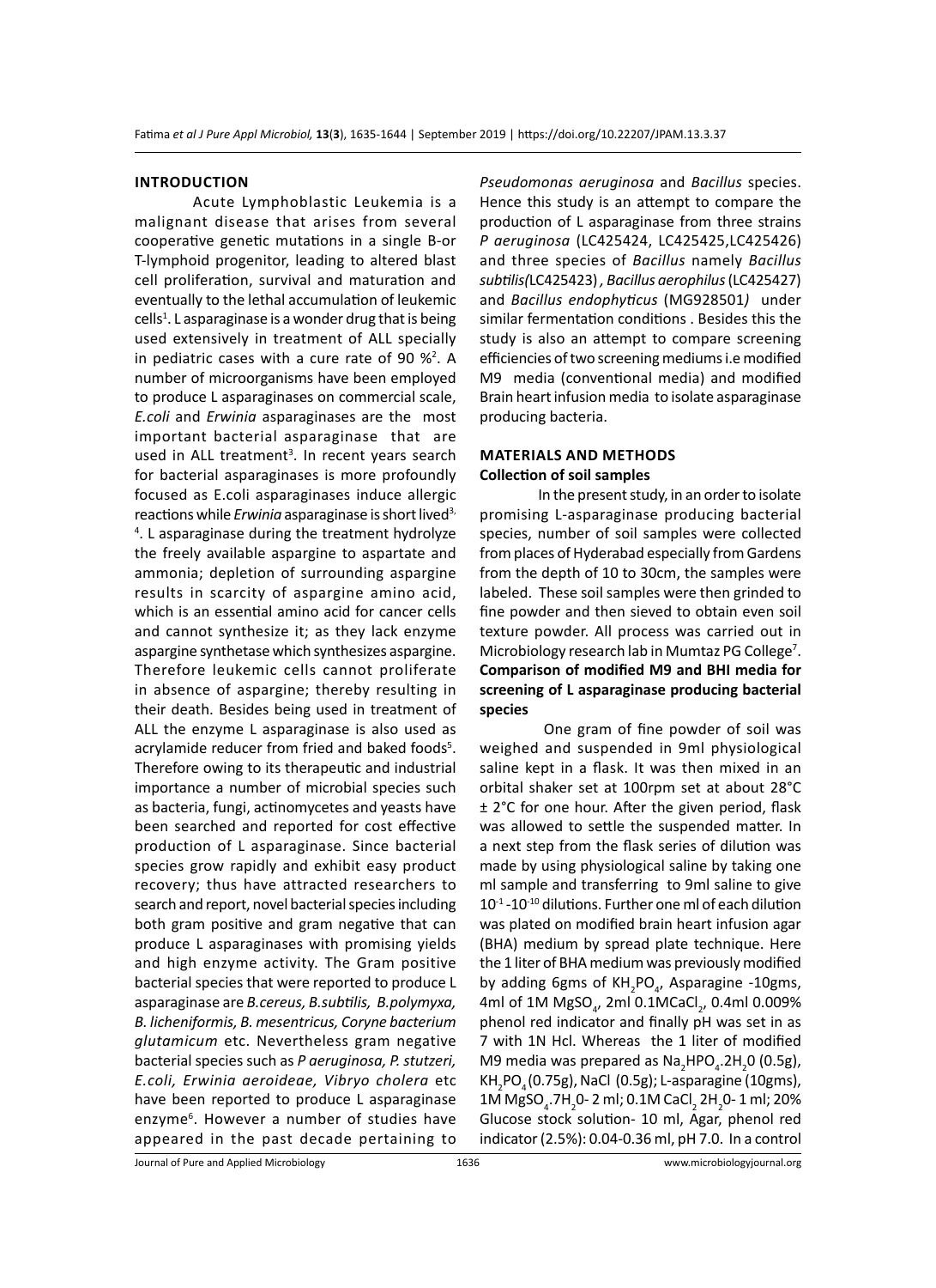## INTRODUCTION

Acute Lymphoblastic Leukemia is a malignant disease that arises from several cooperative genetic mutations in a single B-or T-lymphoid progenitor, leading to altered blast cell proliferation, survival and maturation and eventually to the lethal accumulation of leukemic cells[1]. L asparaginase is a wonder drug that is being used extensively in treatment of ALL specially in pediatric cases with a cure rate of 90 %[2]. A number of microorganisms have been employed to produce L asparaginases on commercial scale, *E.coli* and *Erwinia* asparaginases are the most important bacterial asparaginase that are used in ALL treatment[3]. In recent years search for bacterial asparaginases is more profoundly focused as E.coli asparaginases induce allergic reactions while *Erwinia* asparaginase is short lived[3,4]. L asparaginase during the treatment hydrolyze the freely available aspargine to aspartate and ammonia; depletion of surrounding aspargine results in scarcity of aspargine amino acid, which is an essential amino acid for cancer cells and cannot synthesize it; as they lack enzyme aspargine synthetase which synthesizes aspargine. Therefore leukemic cells cannot proliferate in absence of aspargine; thereby resulting in their death. Besides being used in treatment of ALL the enzyme L asparaginase is also used as acrylamide reducer from fried and baked foods[5]. Therefore owing to its therapeutic and industrial importance a number of microbial species such as bacteria, fungi, actinomycetes and yeasts have been searched and reported for cost effective production of L asparaginase. Since bacterial species grow rapidly and exhibit easy product recovery; thus have attracted researchers to search and report, novel bacterial species including both gram positive and gram negative that can produce L asparaginases with promising yields and high enzyme activity. The Gram positive bacterial species that were reported to produce L asparaginase are *B.cereus, B.subtilis, B.polymyxa, B. licheniformis, B. mesentricus, Coryne bacterium glutamicum* etc. Nevertheless gram negative bacterial species such as *P aeruginosa, P. stutzeri, E.coli, Erwinia aeroideae, Vibryo cholera* etc have been reported to produce L asparaginase enzyme[6]. However a number of studies have appeared in the past decade pertaining to *Pseudomonas aeruginosa* and *Bacillus* species. Hence this study is an attempt to compare the production of L asparaginase from three strains *P aeruginosa* (LC425424, LC425425,LC425426) and three species of *Bacillus* namely *Bacillus subtilis(*LC425423) , *Bacillus aerophilus* (LC425427) and *Bacillus endophyticus* (MG928501*)* under similar fermentation conditions . Besides this the study is also an attempt to compare screening efficiencies of two screening mediums i.e modified M9 media (conventional media) and modified Brain heart infusion media to isolate asparaginase producing bacteria.

## MATERIALS AND METHODS

### Collection of soil samples

In the present study, in an order to isolate promising L-asparaginase producing bacterial species, number of soil samples were collected from places of Hyderabad especially from Gardens from the depth of 10 to 30cm, the samples were labeled. These soil samples were then grinded to fine powder and then sieved to obtain even soil texture powder. All process was carried out in Microbiology research lab in Mumtaz PG College[7].

### Comparison of modified M9 and BHI media for screening of L asparaginase producing bacterial species

One gram of fine powder of soil was weighed and suspended in 9ml physiological saline kept in a flask. It was then mixed in an orbital shaker set at 100rpm set at about 28°C ± 2°C for one hour. After the given period, flask was allowed to settle the suspended matter. In a next step from the flask series of dilution was made by using physiological saline by taking one ml sample and transferring to 9ml saline to give $10^{-1}$ -$10^{-10}$ dilutions. Further one ml of each dilution was plated on modified brain heart infusion agar (BHA) medium by spread plate technique. Here the 1 liter of BHA medium was previously modified by adding 6gms of $KH_2PO_4$, Asparagine -10gms, 4ml of 1M $MgSO_4$, 2ml 0.1M$CaCl_2$, 0.4ml 0.009% phenol red indicator and finally pH was set in as 7 with 1N Hcl. Whereas the 1 liter of modified M9 media was prepared as $Na_2HPO_4.2H_2O$ (0.5g), $KH_2PO_4$ (0.75g), NaCl (0.5g); L-asparagine (10gms), 1M $MgSO_4.7H_2O$- 2 ml; 0.1M $CaCl_2$ $2H_2O$- 1 ml; 20% Glucose stock solution- 10 ml, Agar, phenol red indicator (2.5%): 0.04-0.36 ml, pH 7.0. In a control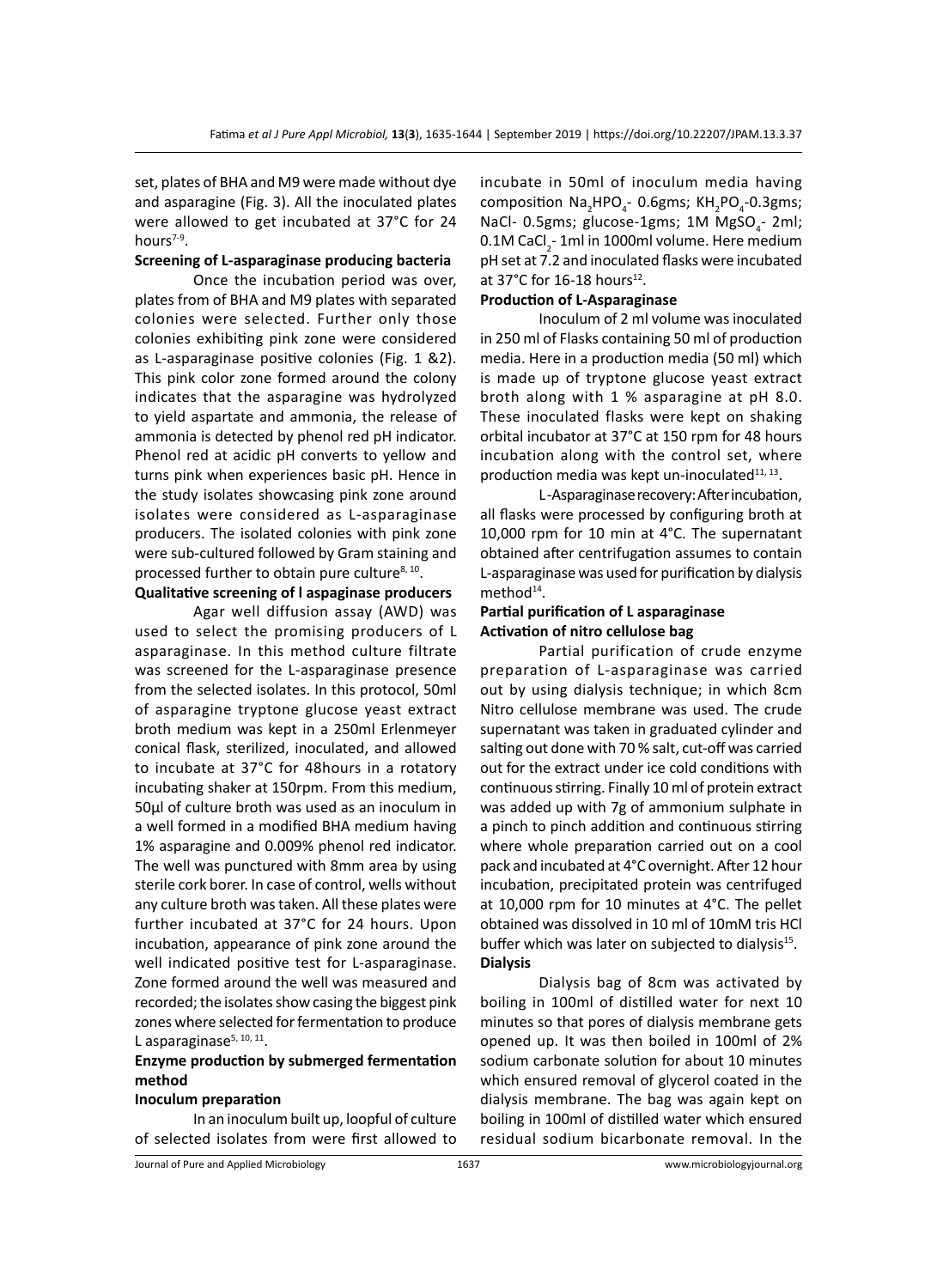set, plates of BHA and M9 were made without dye and asparagine (Fig. 3). All the inoculated plates were allowed to get incubated at 37°C for 24 hours[7-9].

**Screening of L-asparaginase producing bacteria**

Once the incubation period was over, plates from of BHA and M9 plates with separated colonies were selected. Further only those colonies exhibiting pink zone were considered as L-asparaginase positive colonies (Fig. 1 &2). This pink color zone formed around the colony indicates that the asparagine was hydrolyzed to yield aspartate and ammonia, the release of ammonia is detected by phenol red pH indicator. Phenol red at acidic pH converts to yellow and turns pink when experiences basic pH. Hence in the study isolates showcasing pink zone around isolates were considered as L-asparaginase producers. The isolated colonies with pink zone were sub-cultured followed by Gram staining and processed further to obtain pure culture[8, 10].

**Qualitative screening of l aspaginase producers**

Agar well diffusion assay (AWD) was used to select the promising producers of L asparaginase. In this method culture filtrate was screened for the L-asparaginase presence from the selected isolates. In this protocol, 50ml of asparagine tryptone glucose yeast extract broth medium was kept in a 250ml Erlenmeyer conical flask, sterilized, inoculated, and allowed to incubate at 37°C for 48hours in a rotatory incubating shaker at 150rpm. From this medium, 50µl of culture broth was used as an inoculum in a well formed in a modified BHA medium having 1% asparagine and 0.009% phenol red indicator. The well was punctured with 8mm area by using sterile cork borer. In case of control, wells without any culture broth was taken. All these plates were further incubated at 37°C for 24 hours. Upon incubation, appearance of pink zone around the well indicated positive test for L-asparaginase. Zone formed around the well was measured and recorded; the isolates show casing the biggest pink zones where selected for fermentation to produce L asparaginase[5, 10, 11].

**Enzyme production by submerged fermentation method**

**Inoculum preparation**

In an inoculum built up, loopful of culture of selected isolates from were first allowed to incubate in 50ml of inoculum media having composition $Na_2HPO_4$- 0.6gms; $KH_2PO_4$-0.3gms; NaCl- 0.5gms; glucose-1gms; 1M $MgSO_4$- 2ml; 0.1M $CaCl_2$- 1ml in 1000ml volume. Here medium pH set at 7.2 and inoculated flasks were incubated at 37°C for 16-18 hours[12].

**Production of L-Asparaginase**

Inoculum of 2 ml volume was inoculated in 250 ml of Flasks containing 50 ml of production media. Here in a production media (50 ml) which is made up of tryptone glucose yeast extract broth along with 1 % asparagine at pH 8.0. These inoculated flasks were kept on shaking orbital incubator at 37°C at 150 rpm for 48 hours incubation along with the control set, where production media was kept un-inoculated[11, 13].

L-Asparaginase recovery: After incubation, all flasks were processed by configuring broth at 10,000 rpm for 10 min at 4°C. The supernatant obtained after centrifugation assumes to contain L-asparaginase was used for purification by dialysis method[14].

**Partial purification of L asparaginase**

**Activation of nitro cellulose bag**

Partial purification of crude enzyme preparation of L-asparaginase was carried out by using dialysis technique; in which 8cm Nitro cellulose membrane was used. The crude supernatant was taken in graduated cylinder and salting out done with 70 % salt, cut-off was carried out for the extract under ice cold conditions with continuous stirring. Finally 10 ml of protein extract was added up with 7g of ammonium sulphate in a pinch to pinch addition and continuous stirring where whole preparation carried out on a cool pack and incubated at 4°C overnight. After 12 hour incubation, precipitated protein was centrifuged at 10,000 rpm for 10 minutes at 4°C. The pellet obtained was dissolved in 10 ml of 10mM tris HCl buffer which was later on subjected to dialysis[15].

**Dialysis**

Dialysis bag of 8cm was activated by boiling in 100ml of distilled water for next 10 minutes so that pores of dialysis membrane gets opened up. It was then boiled in 100ml of 2% sodium carbonate solution for about 10 minutes which ensured removal of glycerol coated in the dialysis membrane. The bag was again kept on boiling in 100ml of distilled water which ensured residual sodium bicarbonate removal. In the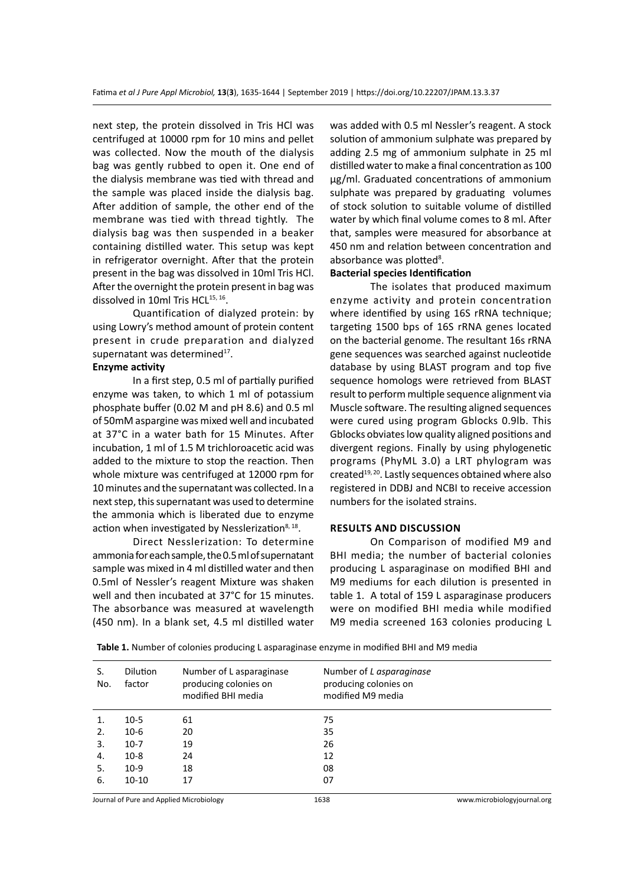next step, the protein dissolved in Tris HCl was centrifuged at 10000 rpm for 10 mins and pellet was collected. Now the mouth of the dialysis bag was gently rubbed to open it. One end of the dialysis membrane was tied with thread and the sample was placed inside the dialysis bag. After addition of sample, the other end of the membrane was tied with thread tightly. The dialysis bag was then suspended in a beaker containing distilled water. This setup was kept in refrigerator overnight. After that the protein present in the bag was dissolved in 10ml Tris HCl. After the overnight the protein present in bag was dissolved in 10ml Tris HCL[15, 16].

Quantification of dialyzed protein: by using Lowry's method amount of protein content present in crude preparation and dialyzed supernatant was determined[17].

**Enzyme activity**

In a first step, 0.5 ml of partially purified enzyme was taken, to which 1 ml of potassium phosphate buffer (0.02 M and pH 8.6) and 0.5 ml of 50mM aspargine was mixed well and incubated at 37°C in a water bath for 15 Minutes. After incubation, 1 ml of 1.5 M trichloroacetic acid was added to the mixture to stop the reaction. Then whole mixture was centrifuged at 12000 rpm for 10 minutes and the supernatant was collected. In a next step, this supernatant was used to determine the ammonia which is liberated due to enzyme action when investigated by Nesslerization[8, 18].

Direct Nesslerization: To determine ammonia for each sample, the 0.5 ml of supernatant sample was mixed in 4 ml distilled water and then 0.5ml of Nessler's reagent Mixture was shaken well and then incubated at 37°C for 15 minutes. The absorbance was measured at wavelength (450 nm). In a blank set, 4.5 ml distilled water was added with 0.5 ml Nessler's reagent. A stock solution of ammonium sulphate was prepared by adding 2.5 mg of ammonium sulphate in 25 ml distilled water to make a final concentration as 100 µg/ml. Graduated concentrations of ammonium sulphate was prepared by graduating volumes of stock solution to suitable volume of distilled water by which final volume comes to 8 ml. After that, samples were measured for absorbance at 450 nm and relation between concentration and absorbance was plotted[8].

**Bacterial species Identification**

The isolates that produced maximum enzyme activity and protein concentration where identified by using 16S rRNA technique; targeting 1500 bps of 16S rRNA genes located on the bacterial genome. The resultant 16s rRNA gene sequences was searched against nucleotide database by using BLAST program and top five sequence homologs were retrieved from BLAST result to perform multiple sequence alignment via Muscle software. The resulting aligned sequences were cured using program Gblocks 0.9lb. This Gblocks obviates low quality aligned positions and divergent regions. Finally by using phylogenetic programs (PhyML 3.0) a LRT phylogram was created[19, 20]. Lastly sequences obtained where also registered in DDBJ and NCBI to receive accession numbers for the isolated strains.

## RESULTS AND DISCUSSION

On Comparison of modified M9 and BHI media; the number of bacterial colonies producing L asparaginase on modified BHI and M9 mediums for each dilution is presented in table 1. A total of 159 L asparaginase producers were on modified BHI media while modified M9 media screened 163 colonies producing L

**Table 1.** Number of colonies producing L asparaginase enzyme in modified BHI and M9 media

| S. No. | Dilution factor | Number of L asparaginase producing colonies on modified BHI media | Number of *L asparaginase* producing colonies on modified M9 media |
|---|---|---|---|
| 1. | 10-5 | 61 | 75 |
| 2. | 10-6 | 20 | 35 |
| 3. | 10-7 | 19 | 26 |
| 4. | 10-8 | 24 | 12 |
| 5. | 10-9 | 18 | 08 |
| 6. | 10-10 | 17 | 07 |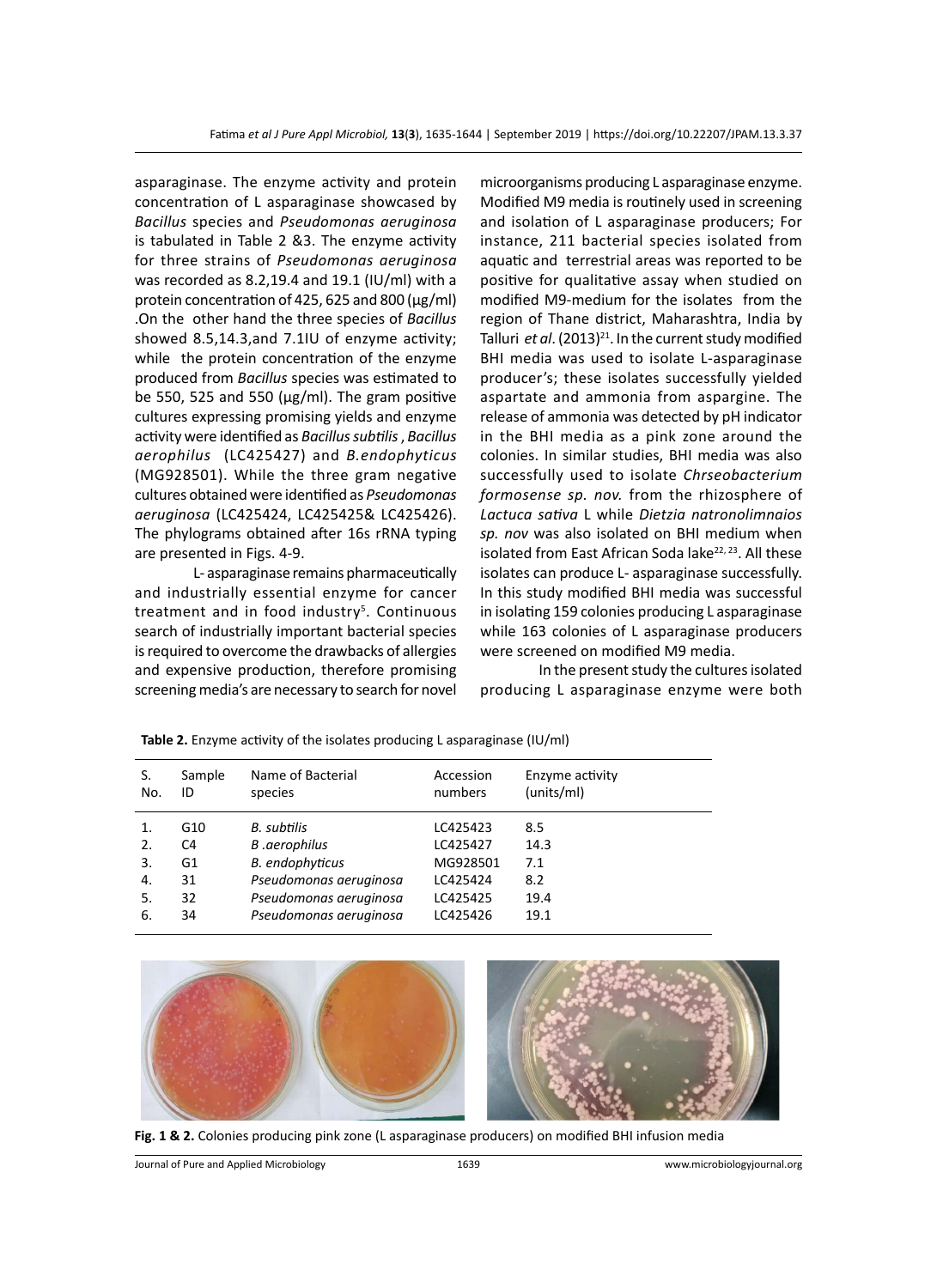asparaginase. The enzyme activity and protein concentration of L asparaginase showcased by *Bacillus* species and *Pseudomonas aeruginosa* is tabulated in Table 2 &3. The enzyme activity for three strains of *Pseudomonas aeruginosa* was recorded as 8.2,19.4 and 19.1 (IU/ml) with a protein concentration of 425, 625 and 800 (μg/ml) .On the other hand the three species of *Bacillus* showed 8.5,14.3,and 7.1IU of enzyme activity; while the protein concentration of the enzyme produced from *Bacillus* species was estimated to be 550, 525 and 550 (μg/ml). The gram positive cultures expressing promising yields and enzyme activity were identified as *Bacillus subtilis* , *Bacillus aerophilus* (LC425427) and *B.endophyticus* (MG928501). While the three gram negative cultures obtained were identified as *Pseudomonas aeruginosa* (LC425424, LC425425& LC425426). The phylograms obtained after 16s rRNA typing are presented in Figs. 4-9.

L- asparaginase remains pharmaceutically and industrially essential enzyme for cancer treatment and in food industry[5]. Continuous search of industrially important bacterial species is required to overcome the drawbacks of allergies and expensive production, therefore promising screening media's are necessary to search for novel microorganisms producing L asparaginase enzyme. Modified M9 media is routinely used in screening and isolation of L asparaginase producers; For instance, 211 bacterial species isolated from aquatic and terrestrial areas was reported to be positive for qualitative assay when studied on modified M9-medium for the isolates from the region of Thane district, Maharashtra, India by Talluri *et al*. (2013)[21]. In the current study modified BHI media was used to isolate L-asparaginase producer's; these isolates successfully yielded aspartate and ammonia from aspargine. The release of ammonia was detected by pH indicator in the BHI media as a pink zone around the colonies. In similar studies, BHI media was also successfully used to isolate *Chrseobacterium formosense sp. nov.* from the rhizosphere of *Lactuca sativa* L while *Dietzia natronolimnaios sp. nov* was also isolated on BHI medium when isolated from East African Soda lake[22, 23]. All these isolates can produce L- asparaginase successfully. In this study modified BHI media was successful in isolating 159 colonies producing L asparaginase while 163 colonies of L asparaginase producers were screened on modified M9 media.

In the present study the cultures isolated producing L asparaginase enzyme were both

**Table 2.** Enzyme activity of the isolates producing L asparaginase (IU/ml)

| S. No. | Sample ID | Name of Bacterial species | Accession numbers | Enzyme activity (units/ml) |
|---|---|---|---|---|
| 1. | G10 | *B. subtilis* | LC425423 | 8.5 |
| 2. | C4 | *B .aerophilus* | LC425427 | 14.3 |
| 3. | G1 | *B. endophyticus* | MG928501 | 7.1 |
| 4. | 31 | *Pseudomonas aeruginosa* | LC425424 | 8.2 |
| 5. | 32 | *Pseudomonas aeruginosa* | LC425425 | 19.4 |
| 6. | 34 | *Pseudomonas aeruginosa* | LC425426 | 19.1 |

**Fig. 1 & 2.** Colonies producing pink zone (L asparaginase producers) on modified BHI infusion media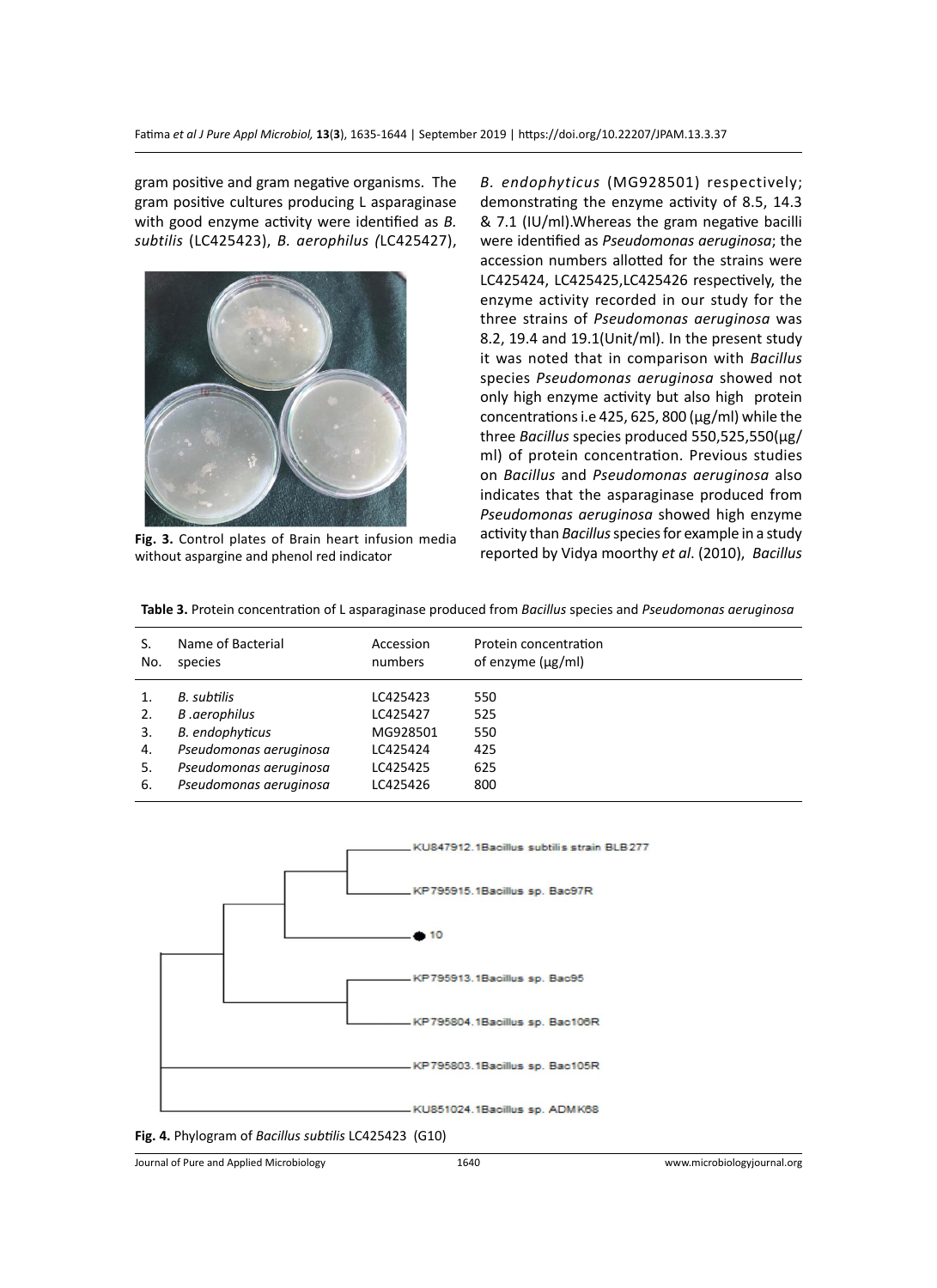gram positive and gram negative organisms. The gram positive cultures producing L asparaginase with good enzyme activity were identified as *B. subtilis* (LC425423), *B. aerophilus (*LC425427), *B. endophyticus* (MG928501) respectively; demonstrating the enzyme activity of 8.5, 14.3 & 7.1 (IU/ml).Whereas the gram negative bacilli were identified as *Pseudomonas aeruginosa*; the accession numbers allotted for the strains were LC425424, LC425425,LC425426 respectively, the enzyme activity recorded in our study for the three strains of *Pseudomonas aeruginosa* was 8.2, 19.4 and 19.1(Unit/ml). In the present study it was noted that in comparison with *Bacillus* species *Pseudomonas aeruginosa* showed not only high enzyme activity but also high protein concentrations i.e 425, 625, 800 (µg/ml) while the three *Bacillus* species produced 550,525,550(µg/ml) of protein concentration. Previous studies on *Bacillus* and *Pseudomonas aeruginosa* also indicates that the asparaginase produced from *Pseudomonas aeruginosa* showed high enzyme activity than *Bacillus* species for example in a study reported by Vidya moorthy *et al*. (2010), *Bacillus*

**Fig. 3.** Control plates of Brain heart infusion media without aspargine and phenol red indicator

**Table 3.** Protein concentration of L asparaginase produced from *Bacillus* species and *Pseudomonas aeruginosa*

| S. No. | Name of Bacterial species | Accession numbers | Protein concentration of enzyme (µg/ml) |
|---|---|---|---|
| 1. | *B. subtilis* | LC425423 | 550 |
| 2. | *B .aerophilus* | LC425427 | 525 |
| 3. | *B. endophyticus* | MG928501 | 550 |
| 4. | *Pseudomonas aeruginosa* | LC425424 | 425 |
| 5. | *Pseudomonas aeruginosa* | LC425425 | 625 |
| 6. | *Pseudomonas aeruginosa* | LC425426 | 800 |

**Fig. 4.** Phylogram of *Bacillus subtilis* LC425423 (G10)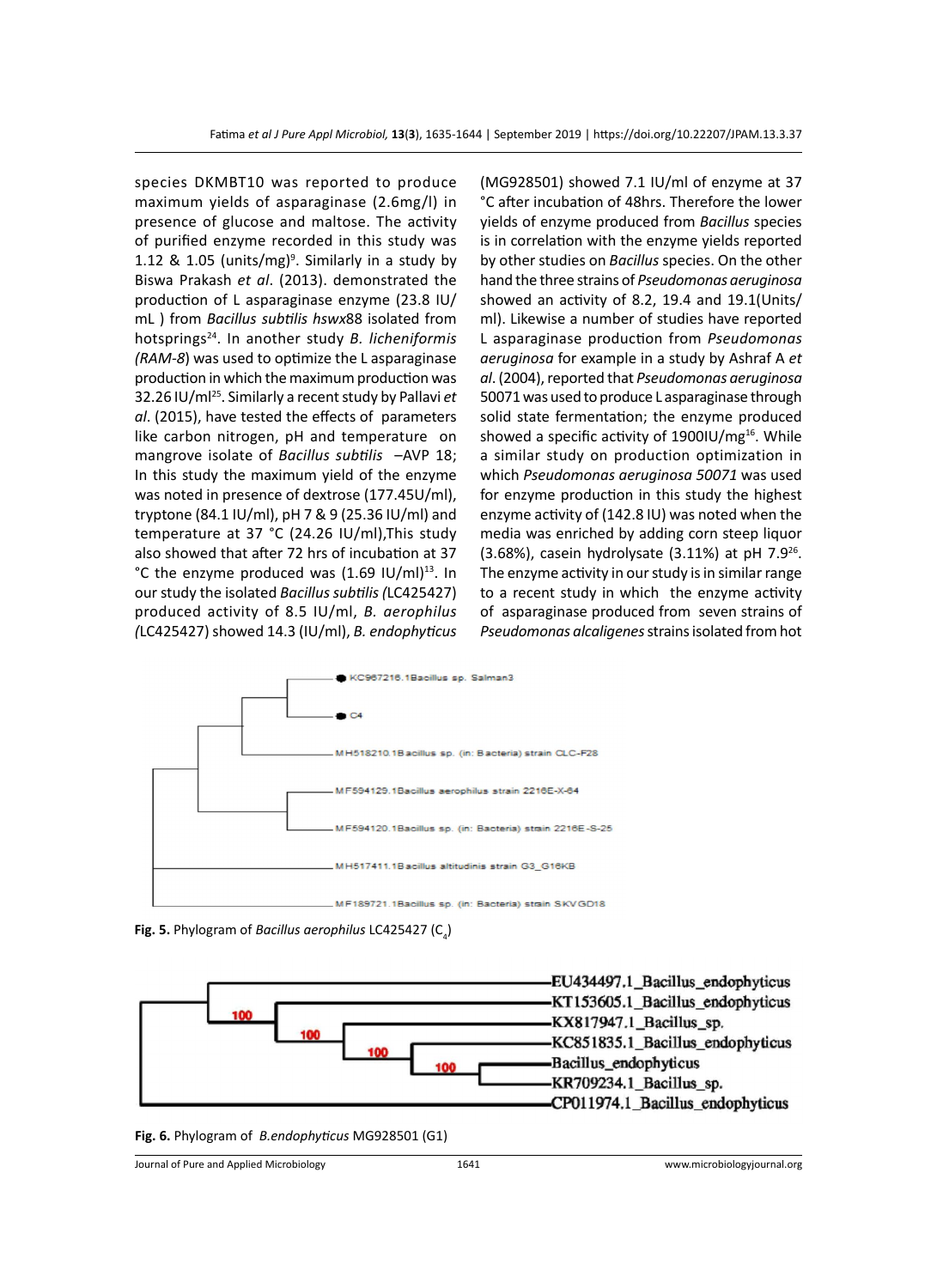species DKMBT10 was reported to produce maximum yields of asparaginase (2.6mg/l) in presence of glucose and maltose. The activity of purified enzyme recorded in this study was 1.12 & 1.05 (units/mg)[9]. Similarly in a study by Biswa Prakash *et al*. (2013). demonstrated the production of L asparaginase enzyme (23.8 IU/mL ) from *Bacillus subtilis hswx*88 isolated from hotsprings[24]. In another study *B. licheniformis (RAM-8*) was used to optimize the L asparaginase production in which the maximum production was 32.26 IU/ml[25]. Similarly a recent study by Pallavi *et al*. (2015), have tested the effects of parameters like carbon nitrogen, pH and temperature on mangrove isolate of *Bacillus subtilis* –AVP 18; In this study the maximum yield of the enzyme was noted in presence of dextrose (177.45U/ml), tryptone (84.1 IU/ml), pH 7 & 9 (25.36 IU/ml) and temperature at 37 °C (24.26 IU/ml),This study also showed that after 72 hrs of incubation at 37 °C the enzyme produced was (1.69 IU/ml)[13]. In our study the isolated *Bacillus subtilis (*LC425427) produced activity of 8.5 IU/ml, *B. aerophilus (*LC425427) showed 14.3 (IU/ml), *B. endophyticus* (MG928501) showed 7.1 IU/ml of enzyme at 37 °C after incubation of 48hrs. Therefore the lower yields of enzyme produced from *Bacillus* species is in correlation with the enzyme yields reported by other studies on *Bacillus* species. On the other hand the three strains of *Pseudomonas aeruginosa* showed an activity of 8.2, 19.4 and 19.1(Units/ ml). Likewise a number of studies have reported L asparaginase production from *Pseudomonas aeruginosa* for example in a study by Ashraf A *et al*. (2004), reported that *Pseudomonas aeruginosa* 50071 was used to produce L asparaginase through solid state fermentation; the enzyme produced showed a specific activity of 1900IU/mg[16]. While a similar study on production optimization in which *Pseudomonas aeruginosa 50071* was used for enzyme production in this study the highest enzyme activity of (142.8 IU) was noted when the media was enriched by adding corn steep liquor (3.68%), casein hydrolysate (3.11%) at pH 7.9[26]. The enzyme activity in our study is in similar range to a recent study in which the enzyme activity of asparaginase produced from seven strains of *Pseudomonas alcaligenes* strains isolated from hot

**Fig. 5.** Phylogram of *Bacillus aerophilus* LC425427 ($C_4$)

**Fig. 6.** Phylogram of *B.endophyticus* MG928501 (G1)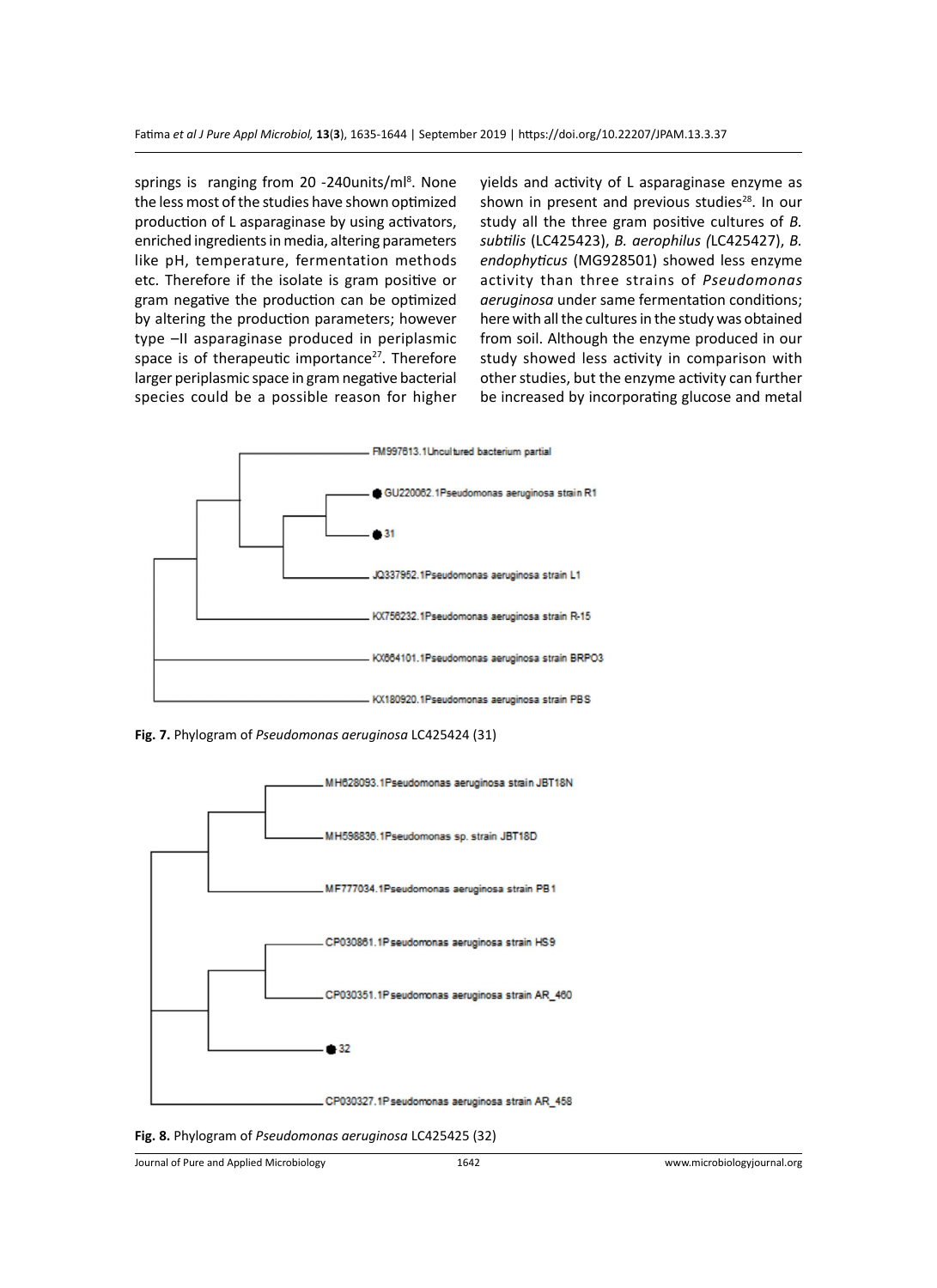springs is ranging from 20 -240units/ml[8]. None the less most of the studies have shown optimized production of L asparaginase by using activators, enriched ingredients in media, altering parameters like pH, temperature, fermentation methods etc. Therefore if the isolate is gram positive or gram negative the production can be optimized by altering the production parameters; however type –II asparaginase produced in periplasmic space is of therapeutic importance[27]. Therefore larger periplasmic space in gram negative bacterial species could be a possible reason for higher yields and activity of L asparaginase enzyme as shown in present and previous studies[28]. In our study all the three gram positive cultures of *B. subtilis* (LC425423), *B. aerophilus (*LC425427), *B. endophyticus* (MG928501) showed less enzyme activity than three strains of *Pseudomonas aeruginosa* under same fermentation conditions; here with all the cultures in the study was obtained from soil. Although the enzyme produced in our study showed less activity in comparison with other studies, but the enzyme activity can further be increased by incorporating glucose and metal

FM997613.1Uncultured bacterium partial

GU220062.1Pseudomonas aeruginosa strain R1

31

JQ337952.1Pseudomonas aeruginosa strain L1

KX756232.1Pseudomonas aeruginosa strain R-15

KX664101.1Pseudomonas aeruginosa strain BRPO3

KX180920.1Pseudomonas aeruginosa strain PBS

**Fig. 7.** Phylogram of *Pseudomonas aeruginosa* LC425424 (31)

MH628093.1Pseudomonas aeruginosa strain JBT18N

MH598836.1Pseudomonas sp. strain JBT18D

MF777034.1Pseudomonas aeruginosa strain PB1

CP030861.1Pseudomonas aeruginosa strain HS9

CP030351.1Pseudomonas aeruginosa strain AR_460

32

CP030327.1Pseudomonas aeruginosa strain AR_458

**Fig. 8.** Phylogram of *Pseudomonas aeruginosa* LC425425 (32)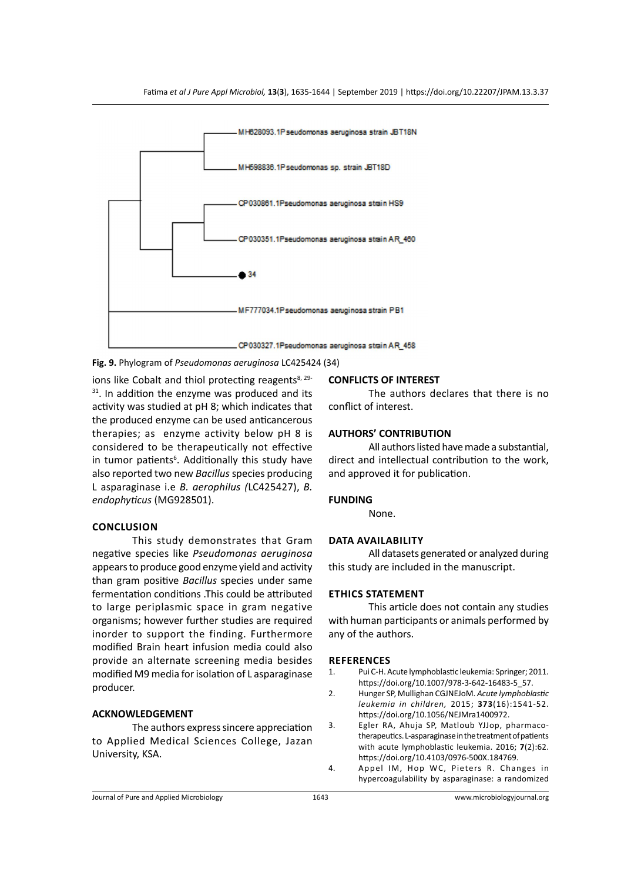**Fig. 9.** Phylogram of *Pseudomonas aeruginosa* LC425424 (34)

ions like Cobalt and thiol protecting reagents[8, 29-31]. In addition the enzyme was produced and its activity was studied at pH 8; which indicates that the produced enzyme can be used anticancerous therapies; as enzyme activity below pH 8 is considered to be therapeutically not effective in tumor patients[6]. Additionally this study have also reported two new *Bacillus* species producing L asparaginase i.e *B. aerophilus (*LC425427), *B. endophyticus* (MG928501).

## CONCLUSION

This study demonstrates that Gram negative species like *Pseudomonas aeruginosa* appears to produce good enzyme yield and activity than gram positive *Bacillus* species under same fermentation conditions .This could be attributed to large periplasmic space in gram negative organisms; however further studies are required inorder to support the finding. Furthermore modified Brain heart infusion media could also provide an alternate screening media besides modified M9 media for isolation of L asparaginase producer.

## ACKNOWLEDGEMENT

The authors express sincere appreciation to Applied Medical Sciences College, Jazan University, KSA.

## CONFLICTS OF INTEREST

The authors declares that there is no conflict of interest.

## AUTHORS' CONTRIBUTION

All authors listed have made a substantial, direct and intellectual contribution to the work, and approved it for publication.

## FUNDING

None.

## DATA AVAILABILITY

All datasets generated or analyzed during this study are included in the manuscript.

## ETHICS STATEMENT

This article does not contain any studies with human participants or animals performed by any of the authors.

## REFERENCES

1. Pui C-H. Acute lymphoblastic leukemia: Springer; 2011. https://doi.org/10.1007/978-3-642-16483-5_57.
2. Hunger SP, Mullighan CGJNEJoM. *Acute lymphoblastic leukemia in children,* 2015; **373**(16):1541-52. https://doi.org/10.1056/NEJMra1400972.
3. Egler RA, Ahuja SP, Matloub YJJop, pharmacotherapeutics. L-asparaginase in the treatment of patients with acute lymphoblastic leukemia. 2016; **7**(2):62. https://doi.org/10.4103/0976-500X.184769.
4. Appel IM, Hop WC, Pieters R. Changes in hypercoagulability by asparaginase: a randomized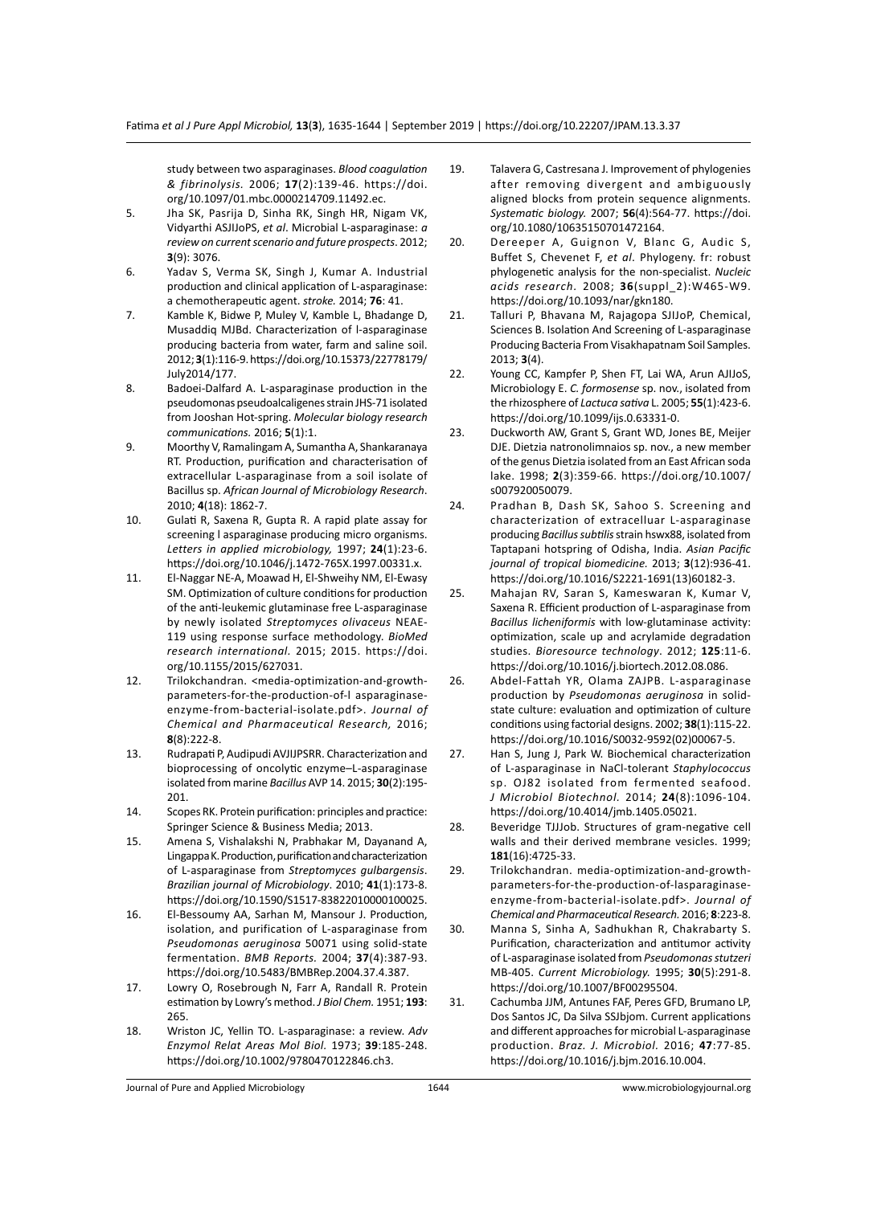study between two asparaginases. *Blood coagulation & fibrinolysis.* 2006; **17**(2):139-46. https://doi.org/10.1097/01.mbc.0000214709.11492.ec.

5. Jha SK, Pasrija D, Sinha RK, Singh HR, Nigam VK, Vidyarthi ASJIJoPS, *et al*. Microbial L-asparaginase: *a review on current scenario and future prospects*. 2012; **3**(9): 3076.
6. Yadav S, Verma SK, Singh J, Kumar A. Industrial production and clinical application of L-asparaginase: a chemotherapeutic agent. *stroke.* 2014; **76**: 41.
7. Kamble K, Bidwe P, Muley V, Kamble L, Bhadange D, Musaddiq MJBd. Characterization of l-asparaginase producing bacteria from water, farm and saline soil. 2012; **3**(1):116-9. https://doi.org/10.15373/22778179/July2014/177.
8. Badoei-Dalfard A. L-asparaginase production in the pseudomonas pseudoalcaligenes strain JHS-71 isolated from Jooshan Hot-spring. *Molecular biology research communications.* 2016; **5**(1):1.
9. Moorthy V, Ramalingam A, Sumantha A, Shankaranaya RT. Production, purification and characterisation of extracellular L-asparaginase from a soil isolate of Bacillus sp. *African Journal of Microbiology Research*. 2010; **4**(18): 1862-7.
10. Gulati R, Saxena R, Gupta R. A rapid plate assay for screening l asparaginase producing micro organisms. *Letters in applied microbiology,* 1997; **24**(1):23-6. https://doi.org/10.1046/j.1472-765X.1997.00331.x.
11. El-Naggar NE-A, Moawad H, El-Shweihy NM, El-Ewasy SM. Optimization of culture conditions for production of the anti-leukemic glutaminase free L-asparaginase by newly isolated *Streptomyces olivaceus* NEAE-119 using response surface methodology. *BioMed research international.* 2015; 2015. https://doi.org/10.1155/2015/627031.
12. Trilokchandran. <media-optimization-and-growth-parameters-for-the-production-of-l asparaginase-enzyme-from-bacterial-isolate.pdf>. *Journal of Chemical and Pharmaceutical Research,* 2016; **8**(8):222-8.
13. Rudrapati P, Audipudi AVJIJPSRR. Characterization and bioprocessing of oncolytic enzyme–L-asparaginase isolated from marine *Bacillus* AVP 14. 2015; **30**(2):195-201.
14. Scopes RK. Protein purification: principles and practice: Springer Science & Business Media; 2013.
15. Amena S, Vishalakshi N, Prabhakar M, Dayanand A, Lingappa K. Production, purification and characterization of L-asparaginase from *Streptomyces gulbargensis*. *Brazilian journal of Microbiology*. 2010; **41**(1):173-8. https://doi.org/10.1590/S1517-83822010000100025.
16. El-Bessoumy AA, Sarhan M, Mansour J. Production, isolation, and purification of L-asparaginase from *Pseudomonas aeruginosa* 50071 using solid-state fermentation. *BMB Reports.* 2004; **37**(4):387-93. https://doi.org/10.5483/BMBRep.2004.37.4.387.
17. Lowry O, Rosebrough N, Farr A, Randall R. Protein estimation by Lowry's method. *J Biol Chem.* 1951; **193**: 265.
18. Wriston JC, Yellin TO. L-asparaginase: a review. *Adv Enzymol Relat Areas Mol Biol.* 1973; **39**:185-248. https://doi.org/10.1002/9780470122846.ch3.
19. Talavera G, Castresana J. Improvement of phylogenies after removing divergent and ambiguously aligned blocks from protein sequence alignments. *Systematic biology.* 2007; **56**(4):564-77. https://doi.org/10.1080/10635150701472164.
20. Dereeper A, Guignon V, Blanc G, Audic S, Buffet S, Chevenet F, *et al*. Phylogeny. fr: robust phylogenetic analysis for the non-specialist. *Nucleic acids research.* 2008; **36**(suppl_2):W465-W9. https://doi.org/10.1093/nar/gkn180.
21. Talluri P, Bhavana M, Rajagopa SJIJoP, Chemical, Sciences B. Isolation And Screening of L-asparaginase Producing Bacteria From Visakhapatnam Soil Samples. 2013; **3**(4).
22. Young CC, Kampfer P, Shen FT, Lai WA, Arun AJIJoS, Microbiology E. *C. formosense* sp. nov., isolated from the rhizosphere of *Lactuca sativa* L. 2005; **55**(1):423-6. https://doi.org/10.1099/ijs.0.63331-0.
23. Duckworth AW, Grant S, Grant WD, Jones BE, Meijer DJE. Dietzia natronolimnaios sp. nov., a new member of the genus Dietzia isolated from an East African soda lake. 1998; **2**(3):359-66. https://doi.org/10.1007/s007920050079.
24. Pradhan B, Dash SK, Sahoo S. Screening and characterization of extracelluar L-asparaginase producing *Bacillus subtilis* strain hswx88, isolated from Taptapani hotspring of Odisha, India. *Asian Pacific journal of tropical biomedicine.* 2013; **3**(12):936-41. https://doi.org/10.1016/S2221-1691(13)60182-3.
25. Mahajan RV, Saran S, Kameswaran K, Kumar V, Saxena R. Efficient production of L-asparaginase from *Bacillus licheniformis* with low-glutaminase activity: optimization, scale up and acrylamide degradation studies. *Bioresource technology*. 2012; **125**:11-6. https://doi.org/10.1016/j.biortech.2012.08.086.
26. Abdel-Fattah YR, Olama ZAJPB. L-asparaginase production by *Pseudomonas aeruginosa* in solid-state culture: evaluation and optimization of culture conditions using factorial designs. 2002; **38**(1):115-22. https://doi.org/10.1016/S0032-9592(02)00067-5.
27. Han S, Jung J, Park W. Biochemical characterization of L-asparaginase in NaCl-tolerant *Staphylococcus* sp. OJ82 isolated from fermented seafood. *J Microbiol Biotechnol.* 2014; **24**(8):1096-104. https://doi.org/10.4014/jmb.1405.05021.
28. Beveridge TJJJob. Structures of gram-negative cell walls and their derived membrane vesicles. 1999; **181**(16):4725-33.
29. Trilokchandran. media-optimization-and-growth-parameters-for-the-production-of-lasparaginase-enzyme-from-bacterial-isolate.pdf>. *Journal of Chemical and Pharmaceutical Research.* 2016; **8**:223-8.
30. Manna S, Sinha A, Sadhukhan R, Chakrabarty S. Purification, characterization and antitumor activity of L-asparaginase isolated from *Pseudomonas stutzeri* MB-405. *Current Microbiology.* 1995; **30**(5):291-8. https://doi.org/10.1007/BF00295504.
31. Cachumba JJM, Antunes FAF, Peres GFD, Brumano LP, Dos Santos JC, Da Silva SSJbjom. Current applications and different approaches for microbial L-asparaginase production. *Braz. J. Microbiol.* 2016; **47**:77-85. https://doi.org/10.1016/j.bjm.2016.10.004.